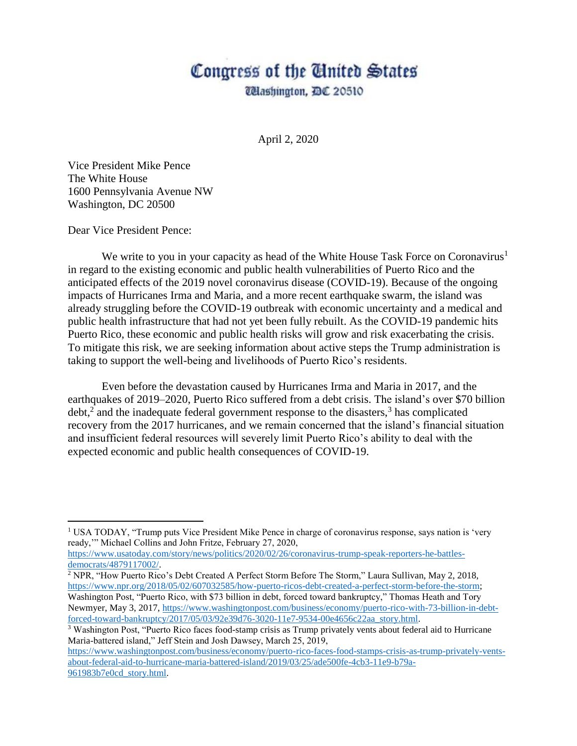# Congress of the United States

Washington, DC 20510

April 2, 2020

Vice President Mike Pence
The White House
1600 Pennsylvania Avenue NW
Washington, DC 20500

Dear Vice President Pence:

We write to you in your capacity as head of the White House Task Force on Coronavirus[1] in regard to the existing economic and public health vulnerabilities of Puerto Rico and the anticipated effects of the 2019 novel coronavirus disease (COVID-19). Because of the ongoing impacts of Hurricanes Irma and Maria, and a more recent earthquake swarm, the island was already struggling before the COVID-19 outbreak with economic uncertainty and a medical and public health infrastructure that had not yet been fully rebuilt. As the COVID-19 pandemic hits Puerto Rico, these economic and public health risks will grow and risk exacerbating the crisis. To mitigate this risk, we are seeking information about active steps the Trump administration is taking to support the well-being and livelihoods of Puerto Rico's residents.

Even before the devastation caused by Hurricanes Irma and Maria in 2017, and the earthquakes of 2019–2020, Puerto Rico suffered from a debt crisis. The island's over $70 billion debt,[2] and the inadequate federal government response to the disasters,[3] has complicated recovery from the 2017 hurricanes, and we remain concerned that the island's financial situation and insufficient federal resources will severely limit Puerto Rico's ability to deal with the expected economic and public health consequences of COVID-19.

---

[1] USA TODAY, "Trump puts Vice President Mike Pence in charge of coronavirus response, says nation is 'very ready,'" Michael Collins and John Fritze, February 27, 2020, https://www.usatoday.com/story/news/politics/2020/02/26/coronavirus-trump-speak-reporters-he-battles-democrats/4879117002/.

[2] NPR, "How Puerto Rico's Debt Created A Perfect Storm Before The Storm," Laura Sullivan, May 2, 2018, https://www.npr.org/2018/05/02/607032585/how-puerto-ricos-debt-created-a-perfect-storm-before-the-storm; Washington Post, "Puerto Rico, with $73 billion in debt, forced toward bankruptcy," Thomas Heath and Tory Newmyer, May 3, 2017, https://www.washingtonpost.com/business/economy/puerto-rico-with-73-billion-in-debt-forced-toward-bankruptcy/2017/05/03/92e39d76-3020-11e7-9534-00e4656c22aa_story.html.

[3] Washington Post, "Puerto Rico faces food-stamp crisis as Trump privately vents about federal aid to Hurricane Maria-battered island," Jeff Stein and Josh Dawsey, March 25, 2019, https://www.washingtonpost.com/business/economy/puerto-rico-faces-food-stamps-crisis-as-trump-privately-vents-about-federal-aid-to-hurricane-maria-battered-island/2019/03/25/ade500fe-4cb3-11e9-b79a-961983b7e0cd_story.html.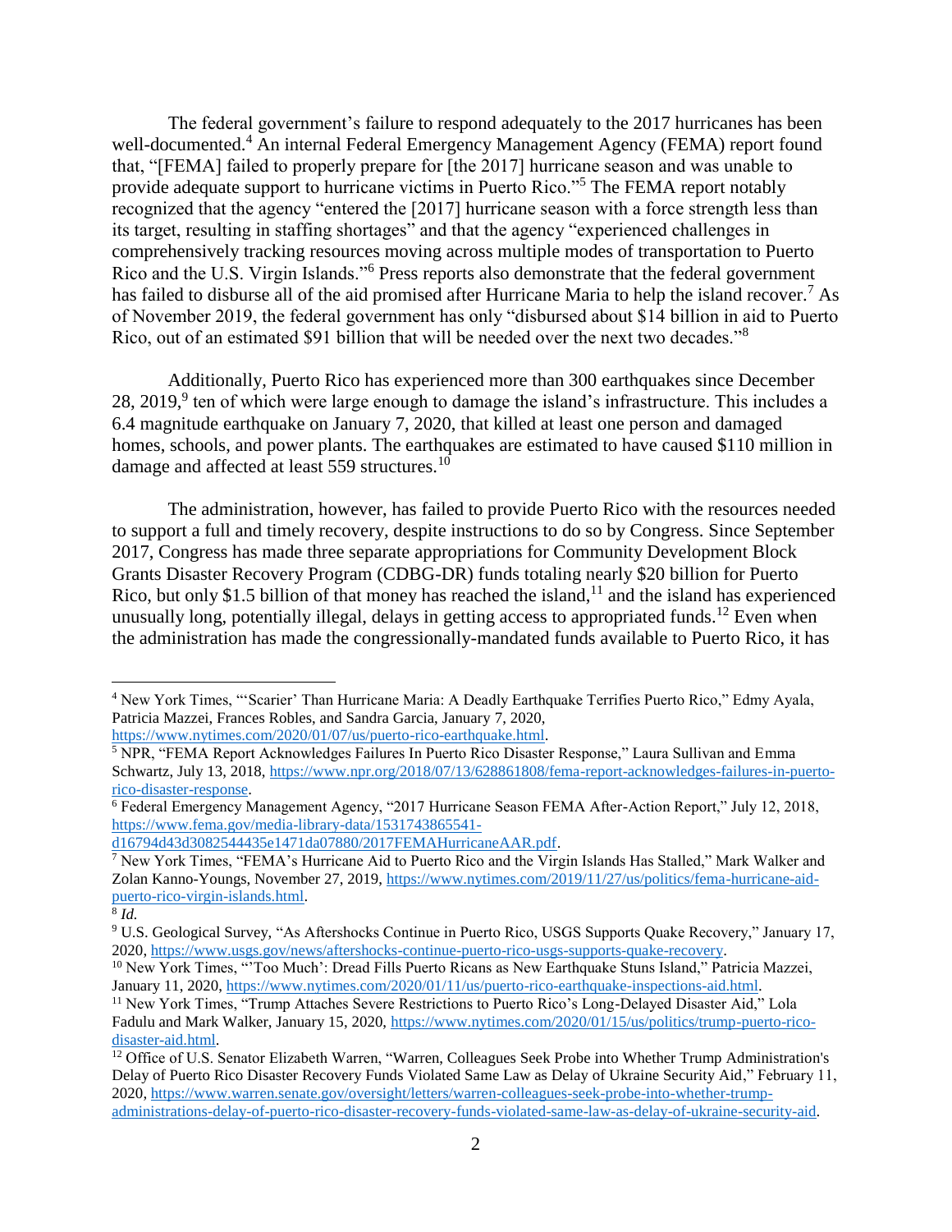The federal government's failure to respond adequately to the 2017 hurricanes has been well-documented.[4] An internal Federal Emergency Management Agency (FEMA) report found that, "[FEMA] failed to properly prepare for [the 2017] hurricane season and was unable to provide adequate support to hurricane victims in Puerto Rico."[5] The FEMA report notably recognized that the agency "entered the [2017] hurricane season with a force strength less than its target, resulting in staffing shortages" and that the agency "experienced challenges in comprehensively tracking resources moving across multiple modes of transportation to Puerto Rico and the U.S. Virgin Islands."[6] Press reports also demonstrate that the federal government has failed to disburse all of the aid promised after Hurricane Maria to help the island recover.[7] As of November 2019, the federal government has only "disbursed about $14 billion in aid to Puerto Rico, out of an estimated $91 billion that will be needed over the next two decades."[8]

Additionally, Puerto Rico has experienced more than 300 earthquakes since December 28, 2019,[9] ten of which were large enough to damage the island's infrastructure. This includes a 6.4 magnitude earthquake on January 7, 2020, that killed at least one person and damaged homes, schools, and power plants. The earthquakes are estimated to have caused $110 million in damage and affected at least 559 structures.[10]

The administration, however, has failed to provide Puerto Rico with the resources needed to support a full and timely recovery, despite instructions to do so by Congress. Since September 2017, Congress has made three separate appropriations for Community Development Block Grants Disaster Recovery Program (CDBG-DR) funds totaling nearly $20 billion for Puerto Rico, but only $1.5 billion of that money has reached the island,[11] and the island has experienced unusually long, potentially illegal, delays in getting access to appropriated funds.[12] Even when the administration has made the congressionally-mandated funds available to Puerto Rico, it has

---

[4] New York Times, "'Scarier' Than Hurricane Maria: A Deadly Earthquake Terrifies Puerto Rico," Edmy Ayala, Patricia Mazzei, Frances Robles, and Sandra Garcia, January 7, 2020, https://www.nytimes.com/2020/01/07/us/puerto-rico-earthquake.html.

[5] NPR, "FEMA Report Acknowledges Failures In Puerto Rico Disaster Response," Laura Sullivan and Emma Schwartz, July 13, 2018, https://www.npr.org/2018/07/13/628861808/fema-report-acknowledges-failures-in-puerto-rico-disaster-response.

[6] Federal Emergency Management Agency, "2017 Hurricane Season FEMA After-Action Report," July 12, 2018, https://www.fema.gov/media-library-data/1531743865541-d16794d43d3082544435e1471da07880/2017FEMAHurricaneAAR.pdf.

[7] New York Times, "FEMA's Hurricane Aid to Puerto Rico and the Virgin Islands Has Stalled," Mark Walker and Zolan Kanno-Youngs, November 27, 2019, https://www.nytimes.com/2019/11/27/us/politics/fema-hurricane-aid-puerto-rico-virgin-islands.html.

[8] *Id.*

[9] U.S. Geological Survey, "As Aftershocks Continue in Puerto Rico, USGS Supports Quake Recovery," January 17, 2020, https://www.usgs.gov/news/aftershocks-continue-puerto-rico-usgs-supports-quake-recovery.

[10] New York Times, "'Too Much': Dread Fills Puerto Ricans as New Earthquake Stuns Island," Patricia Mazzei, January 11, 2020, https://www.nytimes.com/2020/01/11/us/puerto-rico-earthquake-inspections-aid.html.

[11] New York Times, "Trump Attaches Severe Restrictions to Puerto Rico's Long-Delayed Disaster Aid," Lola Fadulu and Mark Walker, January 15, 2020, https://www.nytimes.com/2020/01/15/us/politics/trump-puerto-rico-disaster-aid.html.

[12] Office of U.S. Senator Elizabeth Warren, "Warren, Colleagues Seek Probe into Whether Trump Administration's Delay of Puerto Rico Disaster Recovery Funds Violated Same Law as Delay of Ukraine Security Aid," February 11, 2020, https://www.warren.senate.gov/oversight/letters/warren-colleagues-seek-probe-into-whether-trump-administrations-delay-of-puerto-rico-disaster-recovery-funds-violated-same-law-as-delay-of-ukraine-security-aid.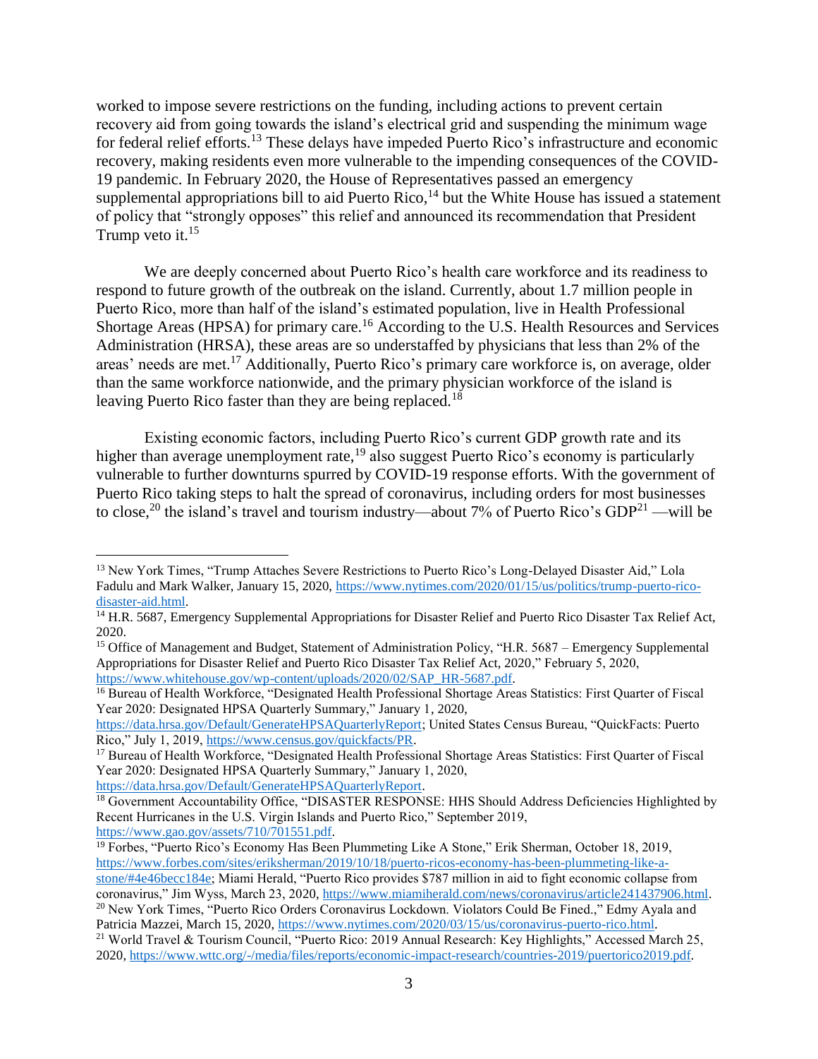worked to impose severe restrictions on the funding, including actions to prevent certain recovery aid from going towards the island's electrical grid and suspending the minimum wage for federal relief efforts.[13] These delays have impeded Puerto Rico's infrastructure and economic recovery, making residents even more vulnerable to the impending consequences of the COVID-19 pandemic. In February 2020, the House of Representatives passed an emergency supplemental appropriations bill to aid Puerto Rico,[14] but the White House has issued a statement of policy that "strongly opposes" this relief and announced its recommendation that President Trump veto it.[15]

We are deeply concerned about Puerto Rico's health care workforce and its readiness to respond to future growth of the outbreak on the island. Currently, about 1.7 million people in Puerto Rico, more than half of the island's estimated population, live in Health Professional Shortage Areas (HPSA) for primary care.[16] According to the U.S. Health Resources and Services Administration (HRSA), these areas are so understaffed by physicians that less than 2% of the areas' needs are met.[17] Additionally, Puerto Rico's primary care workforce is, on average, older than the same workforce nationwide, and the primary physician workforce of the island is leaving Puerto Rico faster than they are being replaced.[18]

Existing economic factors, including Puerto Rico's current GDP growth rate and its higher than average unemployment rate,[19] also suggest Puerto Rico's economy is particularly vulnerable to further downturns spurred by COVID-19 response efforts. With the government of Puerto Rico taking steps to halt the spread of coronavirus, including orders for most businesses to close,[20] the island's travel and tourism industry—about 7% of Puerto Rico's GDP[21] —will be

---

[13] New York Times, "Trump Attaches Severe Restrictions to Puerto Rico's Long-Delayed Disaster Aid," Lola Fadulu and Mark Walker, January 15, 2020, https://www.nytimes.com/2020/01/15/us/politics/trump-puerto-rico-disaster-aid.html.

[14] H.R. 5687, Emergency Supplemental Appropriations for Disaster Relief and Puerto Rico Disaster Tax Relief Act, 2020.

[15] Office of Management and Budget, Statement of Administration Policy, "H.R. 5687 – Emergency Supplemental Appropriations for Disaster Relief and Puerto Rico Disaster Tax Relief Act, 2020," February 5, 2020, https://www.whitehouse.gov/wp-content/uploads/2020/02/SAP_HR-5687.pdf.

[16] Bureau of Health Workforce, "Designated Health Professional Shortage Areas Statistics: First Quarter of Fiscal Year 2020: Designated HPSA Quarterly Summary," January 1, 2020, https://data.hrsa.gov/Default/GenerateHPSAQuarterlyReport; United States Census Bureau, "QuickFacts: Puerto Rico," July 1, 2019, https://www.census.gov/quickfacts/PR.

[17] Bureau of Health Workforce, "Designated Health Professional Shortage Areas Statistics: First Quarter of Fiscal Year 2020: Designated HPSA Quarterly Summary," January 1, 2020, https://data.hrsa.gov/Default/GenerateHPSAQuarterlyReport.

[18] Government Accountability Office, "DISASTER RESPONSE: HHS Should Address Deficiencies Highlighted by Recent Hurricanes in the U.S. Virgin Islands and Puerto Rico," September 2019, https://www.gao.gov/assets/710/701551.pdf.

[19] Forbes, "Puerto Rico's Economy Has Been Plummeting Like A Stone," Erik Sherman, October 18, 2019, https://www.forbes.com/sites/eriksherman/2019/10/18/puerto-ricos-economy-has-been-plummeting-like-a-stone/#4e46becc184e; Miami Herald, "Puerto Rico provides $787 million in aid to fight economic collapse from coronavirus," Jim Wyss, March 23, 2020, https://www.miamiherald.com/news/coronavirus/article241437906.html.

[20] New York Times, "Puerto Rico Orders Coronavirus Lockdown. Violators Could Be Fined.," Edmy Ayala and Patricia Mazzei, March 15, 2020, https://www.nytimes.com/2020/03/15/us/coronavirus-puerto-rico.html.

[21] World Travel & Tourism Council, "Puerto Rico: 2019 Annual Research: Key Highlights," Accessed March 25, 2020, https://www.wttc.org/-/media/files/reports/economic-impact-research/countries-2019/puertorico2019.pdf.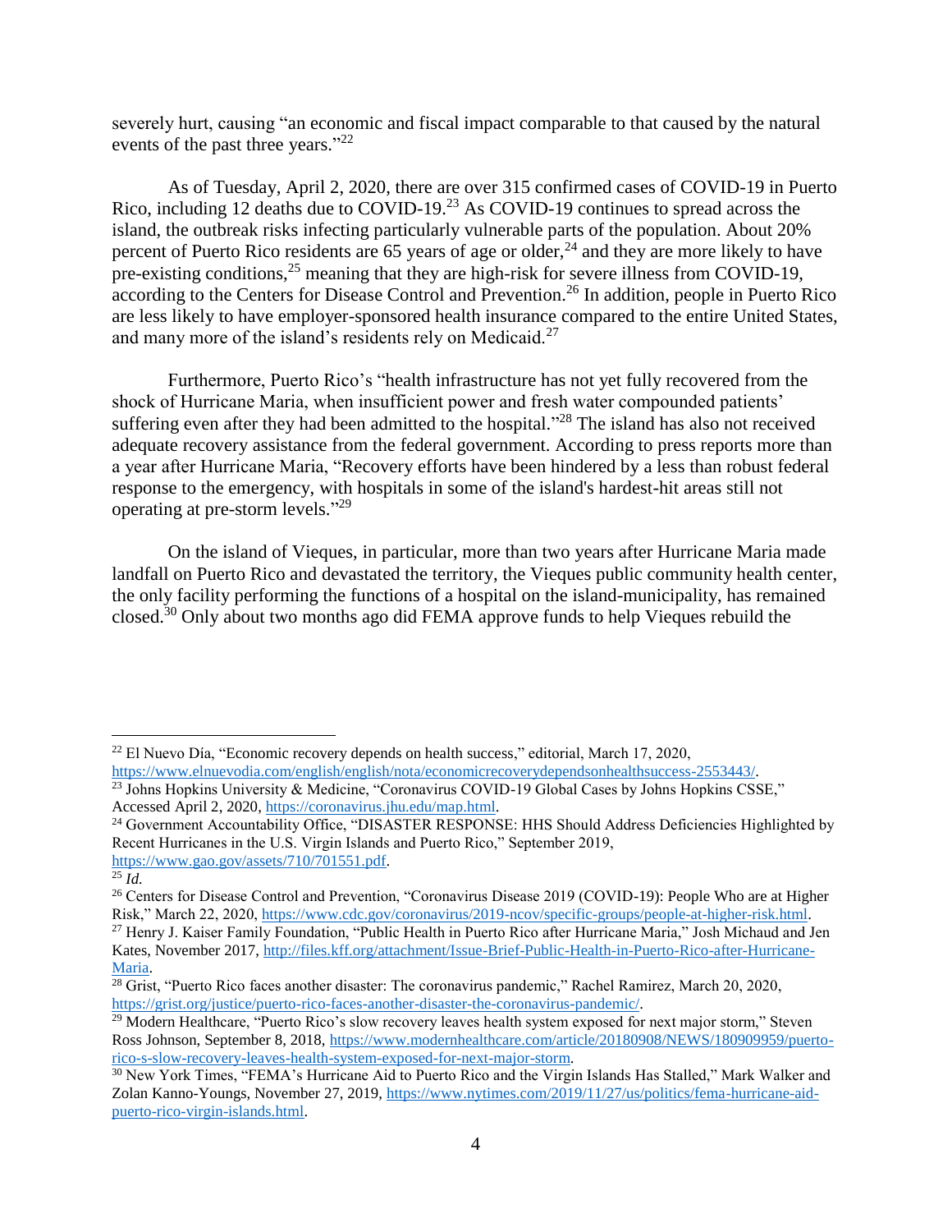severely hurt, causing "an economic and fiscal impact comparable to that caused by the natural events of the past three years."[22]

As of Tuesday, April 2, 2020, there are over 315 confirmed cases of COVID-19 in Puerto Rico, including 12 deaths due to COVID-19.[23] As COVID-19 continues to spread across the island, the outbreak risks infecting particularly vulnerable parts of the population. About 20% percent of Puerto Rico residents are 65 years of age or older,[24] and they are more likely to have pre-existing conditions,[25] meaning that they are high-risk for severe illness from COVID-19, according to the Centers for Disease Control and Prevention.[26] In addition, people in Puerto Rico are less likely to have employer-sponsored health insurance compared to the entire United States, and many more of the island's residents rely on Medicaid.[27]

Furthermore, Puerto Rico's "health infrastructure has not yet fully recovered from the shock of Hurricane Maria, when insufficient power and fresh water compounded patients' suffering even after they had been admitted to the hospital."[28] The island has also not received adequate recovery assistance from the federal government. According to press reports more than a year after Hurricane Maria, "Recovery efforts have been hindered by a less than robust federal response to the emergency, with hospitals in some of the island's hardest-hit areas still not operating at pre-storm levels."[29]

On the island of Vieques, in particular, more than two years after Hurricane Maria made landfall on Puerto Rico and devastated the territory, the Vieques public community health center, the only facility performing the functions of a hospital on the island-municipality, has remained closed.[30] Only about two months ago did FEMA approve funds to help Vieques rebuild the

---

[22] El Nuevo Día, "Economic recovery depends on health success," editorial, March 17, 2020, https://www.elnuevodia.com/english/english/nota/economicrecoverydependsonhealthsuccess-2553443/.

[23] Johns Hopkins University & Medicine, "Coronavirus COVID-19 Global Cases by Johns Hopkins CSSE," Accessed April 2, 2020, https://coronavirus.jhu.edu/map.html.

[24] Government Accountability Office, "DISASTER RESPONSE: HHS Should Address Deficiencies Highlighted by Recent Hurricanes in the U.S. Virgin Islands and Puerto Rico," September 2019, https://www.gao.gov/assets/710/701551.pdf.

[25] *Id.*

[26] Centers for Disease Control and Prevention, "Coronavirus Disease 2019 (COVID-19): People Who are at Higher Risk," March 22, 2020, https://www.cdc.gov/coronavirus/2019-ncov/specific-groups/people-at-higher-risk.html.

[27] Henry J. Kaiser Family Foundation, "Public Health in Puerto Rico after Hurricane Maria," Josh Michaud and Jen Kates, November 2017, http://files.kff.org/attachment/Issue-Brief-Public-Health-in-Puerto-Rico-after-Hurricane-Maria.

[28] Grist, "Puerto Rico faces another disaster: The coronavirus pandemic," Rachel Ramirez, March 20, 2020, https://grist.org/justice/puerto-rico-faces-another-disaster-the-coronavirus-pandemic/.

[29] Modern Healthcare, "Puerto Rico's slow recovery leaves health system exposed for next major storm," Steven Ross Johnson, September 8, 2018, https://www.modernhealthcare.com/article/20180908/NEWS/180909959/puerto-rico-s-slow-recovery-leaves-health-system-exposed-for-next-major-storm.

[30] New York Times, "FEMA's Hurricane Aid to Puerto Rico and the Virgin Islands Has Stalled," Mark Walker and Zolan Kanno-Youngs, November 27, 2019, https://www.nytimes.com/2019/11/27/us/politics/fema-hurricane-aid-puerto-rico-virgin-islands.html.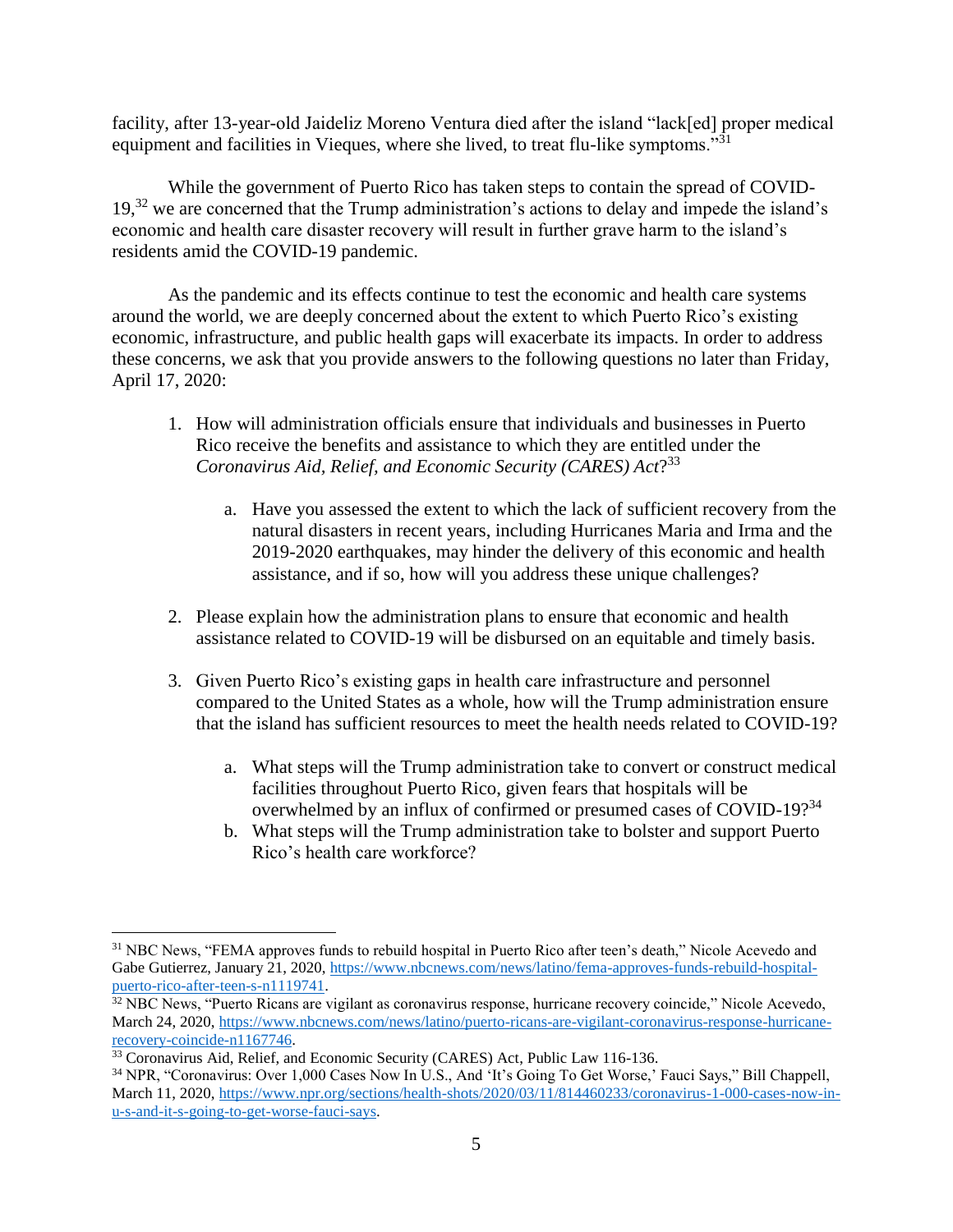facility, after 13-year-old Jaideliz Moreno Ventura died after the island "lack[ed] proper medical equipment and facilities in Vieques, where she lived, to treat flu-like symptoms."[31]

While the government of Puerto Rico has taken steps to contain the spread of COVID-19,[32] we are concerned that the Trump administration's actions to delay and impede the island's economic and health care disaster recovery will result in further grave harm to the island's residents amid the COVID-19 pandemic.

As the pandemic and its effects continue to test the economic and health care systems around the world, we are deeply concerned about the extent to which Puerto Rico's existing economic, infrastructure, and public health gaps will exacerbate its impacts. In order to address these concerns, we ask that you provide answers to the following questions no later than Friday, April 17, 2020:

1. How will administration officials ensure that individuals and businesses in Puerto Rico receive the benefits and assistance to which they are entitled under the *Coronavirus Aid, Relief, and Economic Security (CARES) Act*?[33]

    a. Have you assessed the extent to which the lack of sufficient recovery from the natural disasters in recent years, including Hurricanes Maria and Irma and the 2019-2020 earthquakes, may hinder the delivery of this economic and health assistance, and if so, how will you address these unique challenges?

2. Please explain how the administration plans to ensure that economic and health assistance related to COVID-19 will be disbursed on an equitable and timely basis.

3. Given Puerto Rico's existing gaps in health care infrastructure and personnel compared to the United States as a whole, how will the Trump administration ensure that the island has sufficient resources to meet the health needs related to COVID-19?

    a. What steps will the Trump administration take to convert or construct medical facilities throughout Puerto Rico, given fears that hospitals will be overwhelmed by an influx of confirmed or presumed cases of COVID-19?[34]
    b. What steps will the Trump administration take to bolster and support Puerto Rico's health care workforce?

---

[31] NBC News, "FEMA approves funds to rebuild hospital in Puerto Rico after teen's death," Nicole Acevedo and Gabe Gutierrez, January 21, 2020, https://www.nbcnews.com/news/latino/fema-approves-funds-rebuild-hospital-puerto-rico-after-teen-s-n1119741.

[32] NBC News, "Puerto Ricans are vigilant as coronavirus response, hurricane recovery coincide," Nicole Acevedo, March 24, 2020, https://www.nbcnews.com/news/latino/puerto-ricans-are-vigilant-coronavirus-response-hurricane-recovery-coincide-n1167746.

[33] Coronavirus Aid, Relief, and Economic Security (CARES) Act, Public Law 116-136.

[34] NPR, "Coronavirus: Over 1,000 Cases Now In U.S., And 'It's Going To Get Worse,' Fauci Says," Bill Chappell, March 11, 2020, https://www.npr.org/sections/health-shots/2020/03/11/814460233/coronavirus-1-000-cases-now-in-u-s-and-it-s-going-to-get-worse-fauci-says.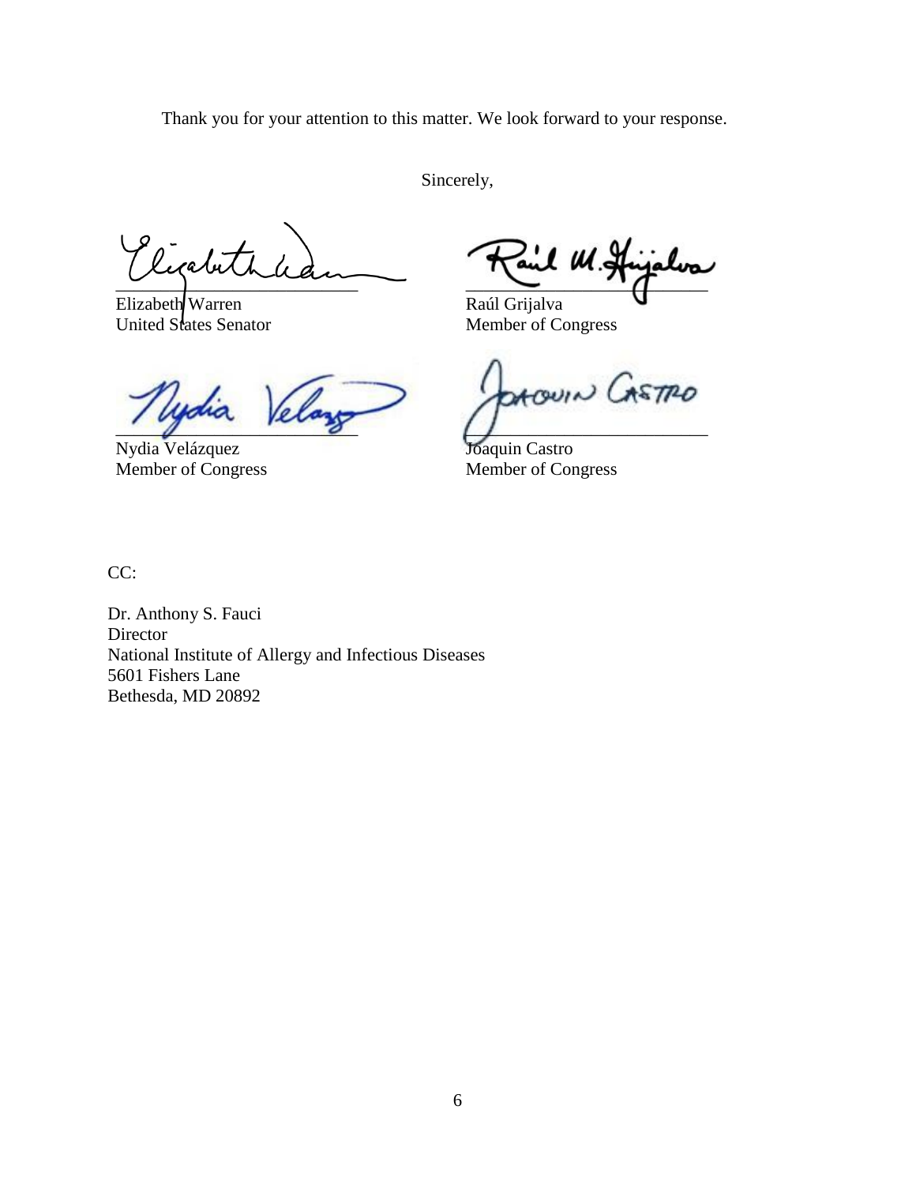Thank you for your attention to this matter. We look forward to your response.

Sincerely,

Elizabeth Warren
United States Senator

Raúl Grijalva
Member of Congress

Nydia Velázquez
Member of Congress

Joaquin Castro
Member of Congress

CC:

Dr. Anthony S. Fauci
Director
National Institute of Allergy and Infectious Diseases
5601 Fishers Lane
Bethesda, MD 20892